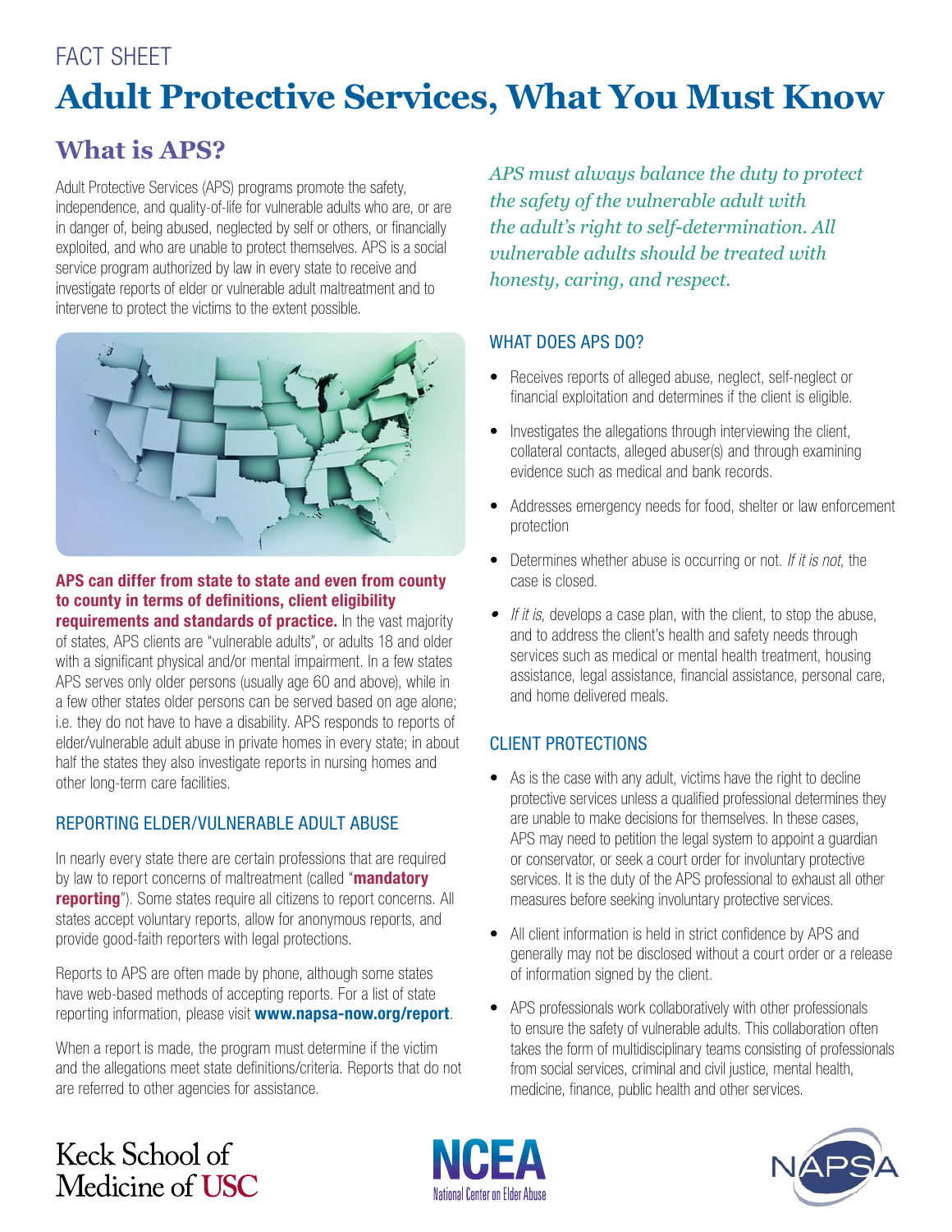FACT SHEET

# Adult Protective Services, What You Must Know

## What is APS?

Adult Protective Services (APS) programs promote the safety, independence, and quality-of-life for vulnerable adults who are, or are in danger of, being abused, neglected by self or others, or financially exploited, and who are unable to protect themselves. APS is a social service program authorized by law in every state to receive and investigate reports of elder or vulnerable adult maltreatment and to intervene to protect the victims to the extent possible.

**APS can differ from state to state and even from county to county in terms of definitions, client eligibility requirements and standards of practice.** In the vast majority of states, APS clients are "vulnerable adults", or adults 18 and older with a significant physical and/or mental impairment. In a few states APS serves only older persons (usually age 60 and above), while in a few other states older persons can be served based on age alone; i.e. they do not have to have a disability. APS responds to reports of elder/vulnerable adult abuse in private homes in every state; in about half the states they also investigate reports in nursing homes and other long-term care facilities.

### REPORTING ELDER/VULNERABLE ADULT ABUSE

In nearly every state there are certain professions that are required by law to report concerns of maltreatment (called "**mandatory reporting**"). Some states require all citizens to report concerns. All states accept voluntary reports, allow for anonymous reports, and provide good-faith reporters with legal protections.

Reports to APS are often made by phone, although some states have web-based methods of accepting reports. For a list of state reporting information, please visit **www.napsa-now.org/report**.

When a report is made, the program must determine if the victim and the allegations meet state definitions/criteria. Reports that do not are referred to other agencies for assistance.

*APS must always balance the duty to protect the safety of the vulnerable adult with the adult's right to self-determination. All vulnerable adults should be treated with honesty, caring, and respect.*

### WHAT DOES APS DO?

- Receives reports of alleged abuse, neglect, self-neglect or financial exploitation and determines if the client is eligible.
- Investigates the allegations through interviewing the client, collateral contacts, alleged abuser(s) and through examining evidence such as medical and bank records.
- Addresses emergency needs for food, shelter or law enforcement protection
- Determines whether abuse is occurring or not. *If it is not*, the case is closed.
- *If it is*, develops a case plan, with the client, to stop the abuse, and to address the client's health and safety needs through services such as medical or mental health treatment, housing assistance, legal assistance, financial assistance, personal care, and home delivered meals.

### CLIENT PROTECTIONS

- As is the case with any adult, victims have the right to decline protective services unless a qualified professional determines they are unable to make decisions for themselves. In these cases, APS may need to petition the legal system to appoint a guardian or conservator, or seek a court order for involuntary protective services. It is the duty of the APS professional to exhaust all other measures before seeking involuntary protective services.
- All client information is held in strict confidence by APS and generally may not be disclosed without a court order or a release of information signed by the client.
- APS professionals work collaboratively with other professionals to ensure the safety of vulnerable adults. This collaboration often takes the form of multidisciplinary teams consisting of professionals from social services, criminal and civil justice, mental health, medicine, finance, public health and other services.

Keck School of Medicine of USC | NCEA National Center on Elder Abuse | NAPSA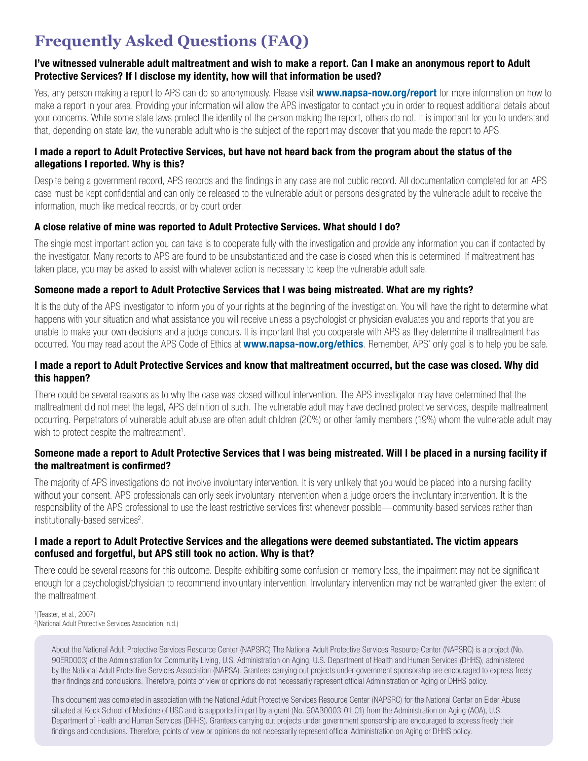# Frequently Asked Questions (FAQ)

**I've witnessed vulnerable adult maltreatment and wish to make a report. Can I make an anonymous report to Adult Protective Services? If I disclose my identity, how will that information be used?**

Yes, any person making a report to APS can do so anonymously. Please visit **www.napsa-now.org/report** for more information on how to make a report in your area. Providing your information will allow the APS investigator to contact you in order to request additional details about your concerns. While some state laws protect the identity of the person making the report, others do not. It is important for you to understand that, depending on state law, the vulnerable adult who is the subject of the report may discover that you made the report to APS.

**I made a report to Adult Protective Services, but have not heard back from the program about the status of the allegations I reported. Why is this?**

Despite being a government record, APS records and the findings in any case are not public record. All documentation completed for an APS case must be kept confidential and can only be released to the vulnerable adult or persons designated by the vulnerable adult to receive the information, much like medical records, or by court order.

**A close relative of mine was reported to Adult Protective Services. What should I do?**

The single most important action you can take is to cooperate fully with the investigation and provide any information you can if contacted by the investigator. Many reports to APS are found to be unsubstantiated and the case is closed when this is determined. If maltreatment has taken place, you may be asked to assist with whatever action is necessary to keep the vulnerable adult safe.

**Someone made a report to Adult Protective Services that I was being mistreated. What are my rights?**

It is the duty of the APS investigator to inform you of your rights at the beginning of the investigation. You will have the right to determine what happens with your situation and what assistance you will receive unless a psychologist or physician evaluates you and reports that you are unable to make your own decisions and a judge concurs. It is important that you cooperate with APS as they determine if maltreatment has occurred. You may read about the APS Code of Ethics at **www.napsa-now.org/ethics**. Remember, APS' only goal is to help you be safe.

**I made a report to Adult Protective Services and know that maltreatment occurred, but the case was closed. Why did this happen?**

There could be several reasons as to why the case was closed without intervention. The APS investigator may have determined that the maltreatment did not meet the legal, APS definition of such. The vulnerable adult may have declined protective services, despite maltreatment occurring. Perpetrators of vulnerable adult abuse are often adult children (20%) or other family members (19%) whom the vulnerable adult may wish to protect despite the maltreatment[1].

**Someone made a report to Adult Protective Services that I was being mistreated. Will I be placed in a nursing facility if the maltreatment is confirmed?**

The majority of APS investigations do not involve involuntary intervention. It is very unlikely that you would be placed into a nursing facility without your consent. APS professionals can only seek involuntary intervention when a judge orders the involuntary intervention. It is the responsibility of the APS professional to use the least restrictive services first whenever possible—community-based services rather than institutionally-based services[2].

**I made a report to Adult Protective Services and the allegations were deemed substantiated. The victim appears confused and forgetful, but APS still took no action. Why is that?**

There could be several reasons for this outcome. Despite exhibiting some confusion or memory loss, the impairment may not be significant enough for a psychologist/physician to recommend involuntary intervention. Involuntary intervention may not be warranted given the extent of the maltreatment.

[1](Teaster, et al., 2007)
[2](National Adult Protective Services Association, n.d.)

About the National Adult Protective Services Resource Center (NAPSRC) The National Adult Protective Services Resource Center (NAPSRC) is a project (No. 90ER0003) of the Administration for Community Living, U.S. Administration on Aging, U.S. Department of Health and Human Services (DHHS), administered by the National Adult Protective Services Association (NAPSA). Grantees carrying out projects under government sponsorship are encouraged to express freely their findings and conclusions. Therefore, points of view or opinions do not necessarily represent official Administration on Aging or DHHS policy.

This document was completed in association with the National Adult Protective Services Resource Center (NAPSRC) for the National Center on Elder Abuse situated at Keck School of Medicine of USC and is supported in part by a grant (No. 90AB0003-01-01) from the Administration on Aging (AOA), U.S. Department of Health and Human Services (DHHS). Grantees carrying out projects under government sponsorship are encouraged to express freely their findings and conclusions. Therefore, points of view or opinions do not necessarily represent official Administration on Aging or DHHS policy.